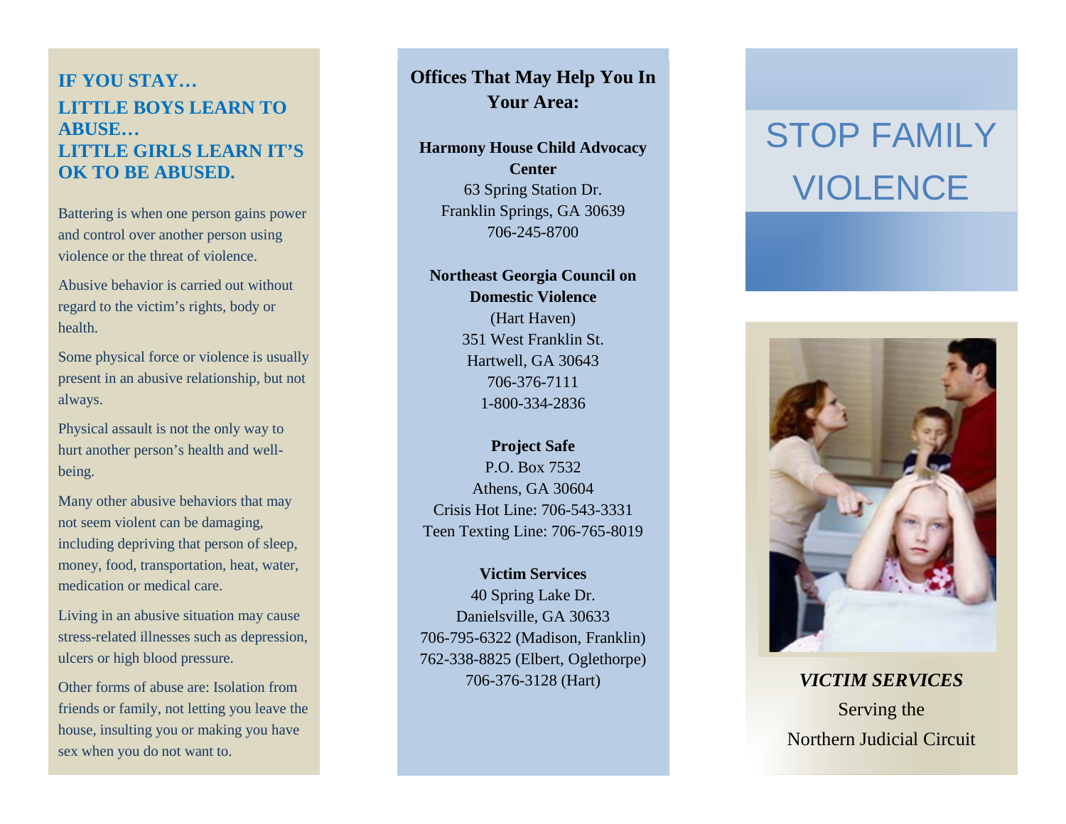## IF YOU STAY…
## LITTLE BOYS LEARN TO ABUSE…
## LITTLE GIRLS LEARN IT'S OK TO BE ABUSED.

Battering is when one person gains power and control over another person using violence or the threat of violence.

Abusive behavior is carried out without regard to the victim's rights, body or health.

Some physical force or violence is usually present in an abusive relationship, but not always.

Physical assault is not the only way to hurt another person's health and well-being.

Many other abusive behaviors that may not seem violent can be damaging, including depriving that person of sleep, money, food, transportation, heat, water, medication or medical care.

Living in an abusive situation may cause stress-related illnesses such as depression, ulcers or high blood pressure.

Other forms of abuse are: Isolation from friends or family, not letting you leave the house, insulting you or making you have sex when you do not want to.

## Offices That May Help You In Your Area:

**Harmony House Child Advocacy Center**
63 Spring Station Dr.
Franklin Springs, GA 30639
706-245-8700

**Northeast Georgia Council on Domestic Violence**
(Hart Haven)
351 West Franklin St.
Hartwell, GA 30643
706-376-7111
1-800-334-2836

**Project Safe**
P.O. Box 7532
Athens, GA 30604
Crisis Hot Line: 706-543-3331
Teen Texting Line: 706-765-8019

**Victim Services**
40 Spring Lake Dr.
Danielsville, GA 30633
706-795-6322 (Madison, Franklin)
762-338-8825 (Elbert, Oglethorpe)
706-376-3128 (Hart)

# STOP FAMILY VIOLENCE

***VICTIM SERVICES***

Serving the
Northern Judicial Circuit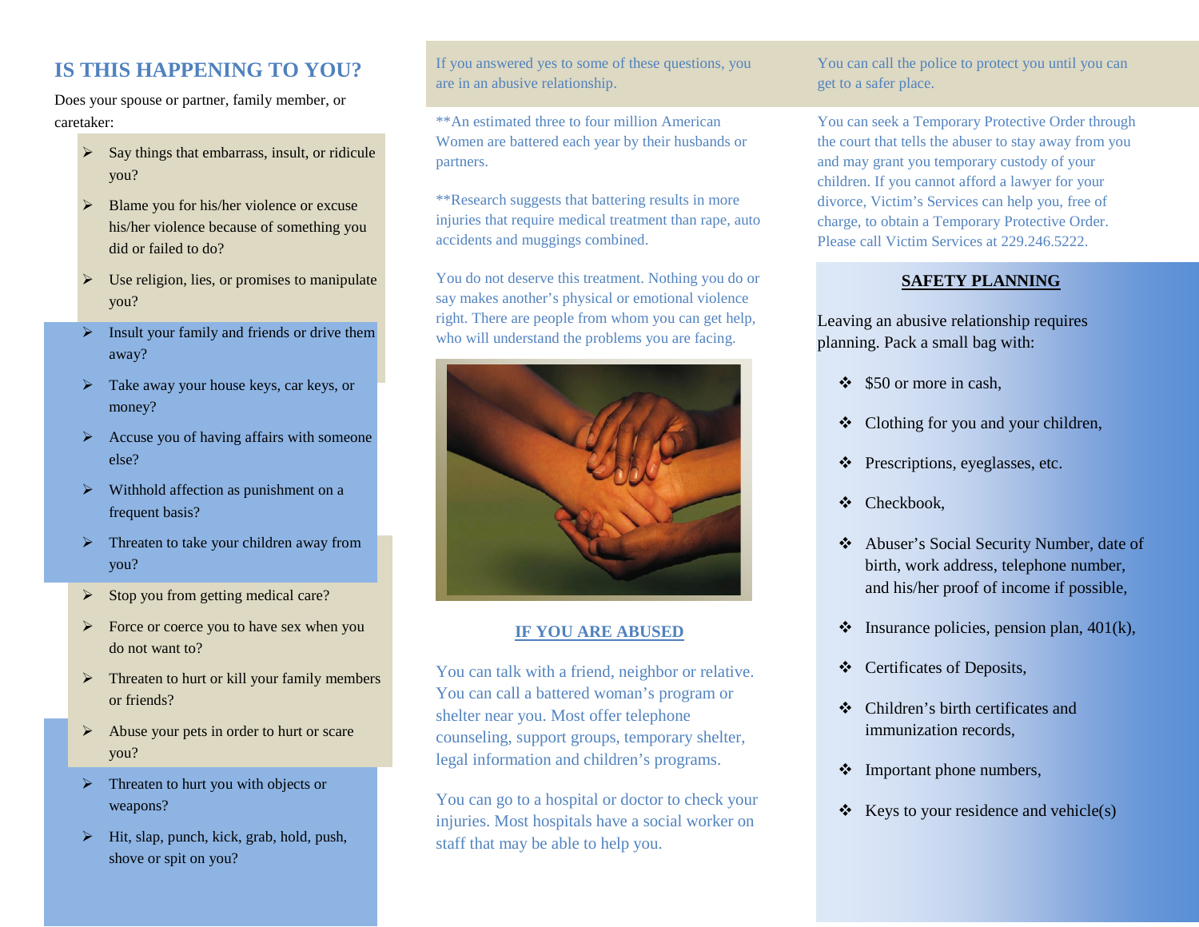## IS THIS HAPPENING TO YOU?

Does your spouse or partner, family member, or caretaker:

- Say things that embarrass, insult, or ridicule you?
- Blame you for his/her violence or excuse his/her violence because of something you did or failed to do?
- Use religion, lies, or promises to manipulate you?
- Insult your family and friends or drive them away?
- Take away your house keys, car keys, or money?
- Accuse you of having affairs with someone else?
- Withhold affection as punishment on a frequent basis?
- Threaten to take your children away from you?
- Stop you from getting medical care?
- Force or coerce you to have sex when you do not want to?
- Threaten to hurt or kill your family members or friends?
- Abuse your pets in order to hurt or scare you?
- Threaten to hurt you with objects or weapons?
- Hit, slap, punch, kick, grab, hold, push, shove or spit on you?

If you answered yes to some of these questions, you are in an abusive relationship.

**An estimated three to four million American Women are battered each year by their husbands or partners.

**Research suggests that battering results in more injuries that require medical treatment than rape, auto accidents and muggings combined.

You do not deserve this treatment. Nothing you do or say makes another's physical or emotional violence right. There are people from whom you can get help, who will understand the problems you are facing.

## IF YOU ARE ABUSED

You can talk with a friend, neighbor or relative. You can call a battered woman's program or shelter near you. Most offer telephone counseling, support groups, temporary shelter, legal information and children's programs.

You can go to a hospital or doctor to check your injuries. Most hospitals have a social worker on staff that may be able to help you.

You can call the police to protect you until you can get to a safer place.

You can seek a Temporary Protective Order through the court that tells the abuser to stay away from you and may grant you temporary custody of your children. If you cannot afford a lawyer for your divorce, Victim's Services can help you, free of charge, to obtain a Temporary Protective Order. Please call Victim Services at 229.246.5222.

## SAFETY PLANNING

Leaving an abusive relationship requires planning. Pack a small bag with:

- $50 or more in cash,
- Clothing for you and your children,
- Prescriptions, eyeglasses, etc.
- Checkbook,
- Abuser's Social Security Number, date of birth, work address, telephone number, and his/her proof of income if possible,
- Insurance policies, pension plan, 401(k),
- Certificates of Deposits,
- Children's birth certificates and immunization records,
- Important phone numbers,
- Keys to your residence and vehicle(s)